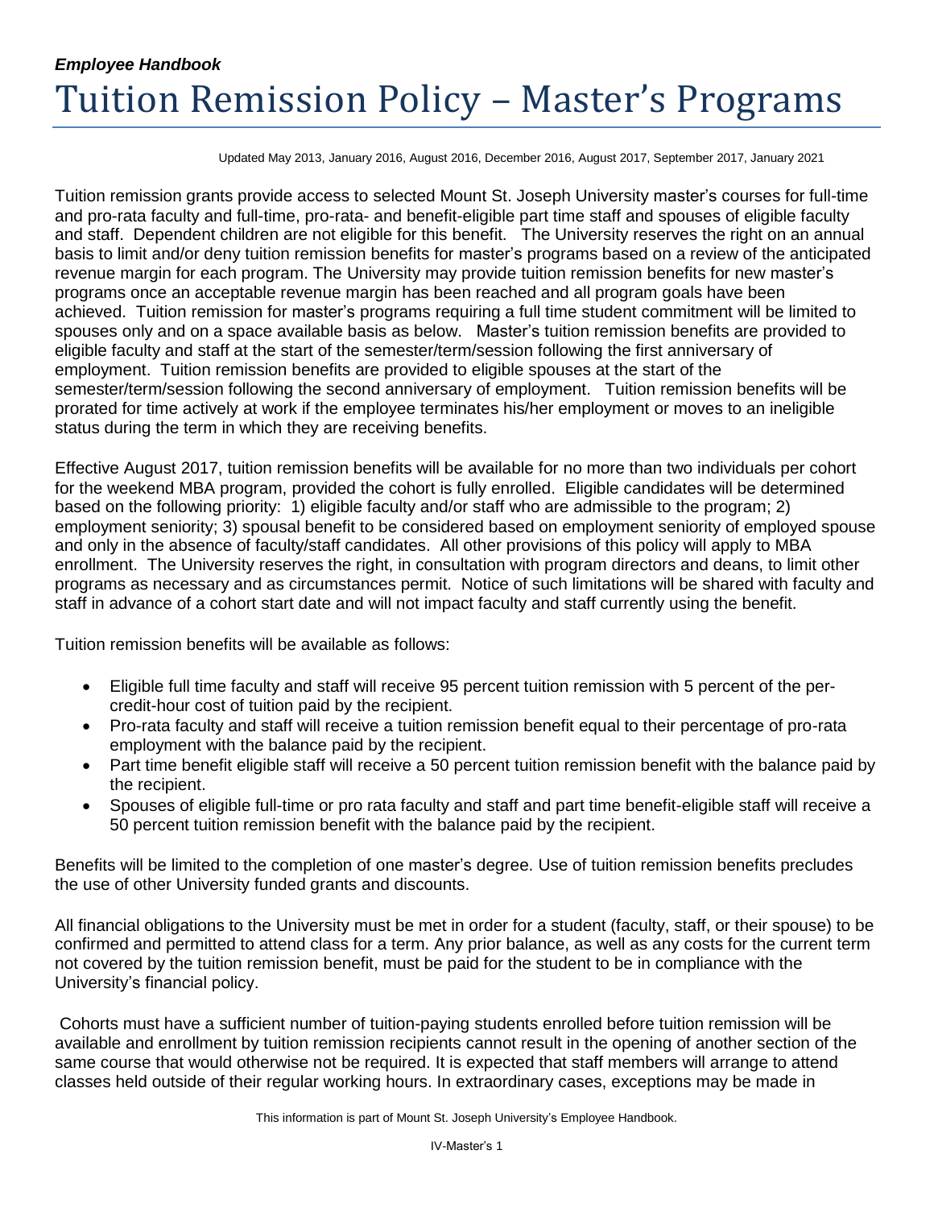***Employee Handbook***

# Tuition Remission Policy – Master's Programs

Updated May 2013, January 2016, August 2016, December 2016, August 2017, September 2017, January 2021

Tuition remission grants provide access to selected Mount St. Joseph University master's courses for full-time and pro-rata faculty and full-time, pro-rata- and benefit-eligible part time staff and spouses of eligible faculty and staff. Dependent children are not eligible for this benefit. The University reserves the right on an annual basis to limit and/or deny tuition remission benefits for master's programs based on a review of the anticipated revenue margin for each program. The University may provide tuition remission benefits for new master's programs once an acceptable revenue margin has been reached and all program goals have been achieved. Tuition remission for master's programs requiring a full time student commitment will be limited to spouses only and on a space available basis as below. Master's tuition remission benefits are provided to eligible faculty and staff at the start of the semester/term/session following the first anniversary of employment. Tuition remission benefits are provided to eligible spouses at the start of the semester/term/session following the second anniversary of employment. Tuition remission benefits will be prorated for time actively at work if the employee terminates his/her employment or moves to an ineligible status during the term in which they are receiving benefits.

Effective August 2017, tuition remission benefits will be available for no more than two individuals per cohort for the weekend MBA program, provided the cohort is fully enrolled. Eligible candidates will be determined based on the following priority: 1) eligible faculty and/or staff who are admissible to the program; 2) employment seniority; 3) spousal benefit to be considered based on employment seniority of employed spouse and only in the absence of faculty/staff candidates. All other provisions of this policy will apply to MBA enrollment. The University reserves the right, in consultation with program directors and deans, to limit other programs as necessary and as circumstances permit. Notice of such limitations will be shared with faculty and staff in advance of a cohort start date and will not impact faculty and staff currently using the benefit.

Tuition remission benefits will be available as follows:

- Eligible full time faculty and staff will receive 95 percent tuition remission with 5 percent of the per-credit-hour cost of tuition paid by the recipient.
- Pro-rata faculty and staff will receive a tuition remission benefit equal to their percentage of pro-rata employment with the balance paid by the recipient.
- Part time benefit eligible staff will receive a 50 percent tuition remission benefit with the balance paid by the recipient.
- Spouses of eligible full-time or pro rata faculty and staff and part time benefit-eligible staff will receive a 50 percent tuition remission benefit with the balance paid by the recipient.

Benefits will be limited to the completion of one master's degree. Use of tuition remission benefits precludes the use of other University funded grants and discounts.

All financial obligations to the University must be met in order for a student (faculty, staff, or their spouse) to be confirmed and permitted to attend class for a term. Any prior balance, as well as any costs for the current term not covered by the tuition remission benefit, must be paid for the student to be in compliance with the University's financial policy.

Cohorts must have a sufficient number of tuition-paying students enrolled before tuition remission will be available and enrollment by tuition remission recipients cannot result in the opening of another section of the same course that would otherwise not be required. It is expected that staff members will arrange to attend classes held outside of their regular working hours. In extraordinary cases, exceptions may be made in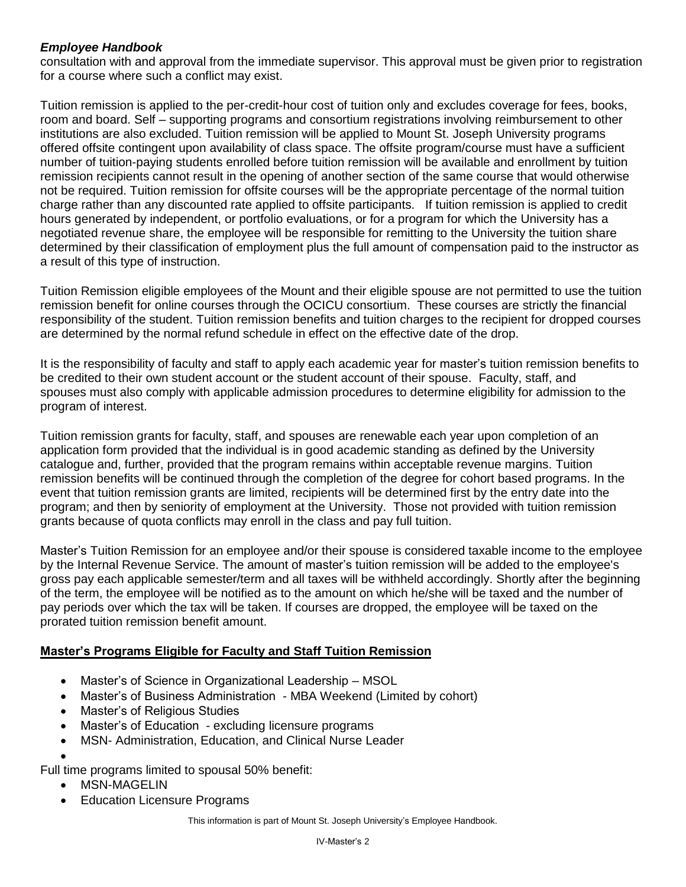consultation with and approval from the immediate supervisor. This approval must be given prior to registration for a course where such a conflict may exist.

Tuition remission is applied to the per-credit-hour cost of tuition only and excludes coverage for fees, books, room and board. Self – supporting programs and consortium registrations involving reimbursement to other institutions are also excluded. Tuition remission will be applied to Mount St. Joseph University programs offered offsite contingent upon availability of class space. The offsite program/course must have a sufficient number of tuition-paying students enrolled before tuition remission will be available and enrollment by tuition remission recipients cannot result in the opening of another section of the same course that would otherwise not be required. Tuition remission for offsite courses will be the appropriate percentage of the normal tuition charge rather than any discounted rate applied to offsite participants. If tuition remission is applied to credit hours generated by independent, or portfolio evaluations, or for a program for which the University has a negotiated revenue share, the employee will be responsible for remitting to the University the tuition share determined by their classification of employment plus the full amount of compensation paid to the instructor as a result of this type of instruction.

Tuition Remission eligible employees of the Mount and their eligible spouse are not permitted to use the tuition remission benefit for online courses through the OCICU consortium. These courses are strictly the financial responsibility of the student. Tuition remission benefits and tuition charges to the recipient for dropped courses are determined by the normal refund schedule in effect on the effective date of the drop.

It is the responsibility of faculty and staff to apply each academic year for master's tuition remission benefits to be credited to their own student account or the student account of their spouse. Faculty, staff, and spouses must also comply with applicable admission procedures to determine eligibility for admission to the program of interest.

Tuition remission grants for faculty, staff, and spouses are renewable each year upon completion of an application form provided that the individual is in good academic standing as defined by the University catalogue and, further, provided that the program remains within acceptable revenue margins. Tuition remission benefits will be continued through the completion of the degree for cohort based programs. In the event that tuition remission grants are limited, recipients will be determined first by the entry date into the program; and then by seniority of employment at the University. Those not provided with tuition remission grants because of quota conflicts may enroll in the class and pay full tuition.

Master's Tuition Remission for an employee and/or their spouse is considered taxable income to the employee by the Internal Revenue Service. The amount of master's tuition remission will be added to the employee's gross pay each applicable semester/term and all taxes will be withheld accordingly. Shortly after the beginning of the term, the employee will be notified as to the amount on which he/she will be taxed and the number of pay periods over which the tax will be taken. If courses are dropped, the employee will be taxed on the prorated tuition remission benefit amount.

**Master's Programs Eligible for Faculty and Staff Tuition Remission**

- Master's of Science in Organizational Leadership – MSOL
- Master's of Business Administration - MBA Weekend (Limited by cohort)
- Master's of Religious Studies
- Master's of Education - excluding licensure programs
- MSN- Administration, Education, and Clinical Nurse Leader

Full time programs limited to spousal 50% benefit:

- MSN-MAGELIN
- Education Licensure Programs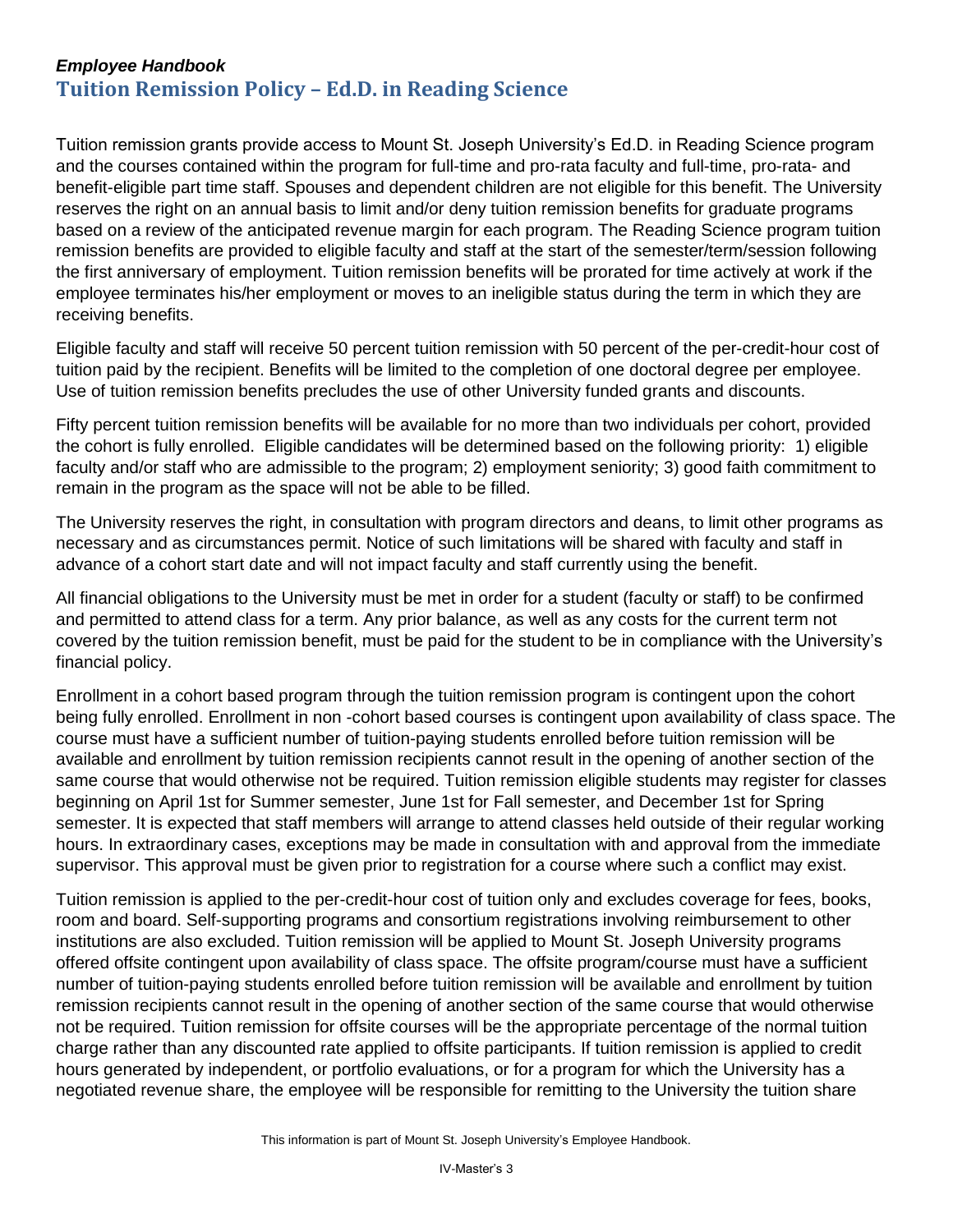***Employee Handbook***

## Tuition Remission Policy – Ed.D. in Reading Science

Tuition remission grants provide access to Mount St. Joseph University's Ed.D. in Reading Science program and the courses contained within the program for full-time and pro-rata faculty and full-time, pro-rata- and benefit-eligible part time staff. Spouses and dependent children are not eligible for this benefit. The University reserves the right on an annual basis to limit and/or deny tuition remission benefits for graduate programs based on a review of the anticipated revenue margin for each program. The Reading Science program tuition remission benefits are provided to eligible faculty and staff at the start of the semester/term/session following the first anniversary of employment. Tuition remission benefits will be prorated for time actively at work if the employee terminates his/her employment or moves to an ineligible status during the term in which they are receiving benefits.

Eligible faculty and staff will receive 50 percent tuition remission with 50 percent of the per-credit-hour cost of tuition paid by the recipient. Benefits will be limited to the completion of one doctoral degree per employee. Use of tuition remission benefits precludes the use of other University funded grants and discounts.

Fifty percent tuition remission benefits will be available for no more than two individuals per cohort, provided the cohort is fully enrolled. Eligible candidates will be determined based on the following priority: 1) eligible faculty and/or staff who are admissible to the program; 2) employment seniority; 3) good faith commitment to remain in the program as the space will not be able to be filled.

The University reserves the right, in consultation with program directors and deans, to limit other programs as necessary and as circumstances permit. Notice of such limitations will be shared with faculty and staff in advance of a cohort start date and will not impact faculty and staff currently using the benefit.

All financial obligations to the University must be met in order for a student (faculty or staff) to be confirmed and permitted to attend class for a term. Any prior balance, as well as any costs for the current term not covered by the tuition remission benefit, must be paid for the student to be in compliance with the University's financial policy.

Enrollment in a cohort based program through the tuition remission program is contingent upon the cohort being fully enrolled. Enrollment in non -cohort based courses is contingent upon availability of class space. The course must have a sufficient number of tuition-paying students enrolled before tuition remission will be available and enrollment by tuition remission recipients cannot result in the opening of another section of the same course that would otherwise not be required. Tuition remission eligible students may register for classes beginning on April 1st for Summer semester, June 1st for Fall semester, and December 1st for Spring semester. It is expected that staff members will arrange to attend classes held outside of their regular working hours. In extraordinary cases, exceptions may be made in consultation with and approval from the immediate supervisor. This approval must be given prior to registration for a course where such a conflict may exist.

Tuition remission is applied to the per-credit-hour cost of tuition only and excludes coverage for fees, books, room and board. Self-supporting programs and consortium registrations involving reimbursement to other institutions are also excluded. Tuition remission will be applied to Mount St. Joseph University programs offered offsite contingent upon availability of class space. The offsite program/course must have a sufficient number of tuition-paying students enrolled before tuition remission will be available and enrollment by tuition remission recipients cannot result in the opening of another section of the same course that would otherwise not be required. Tuition remission for offsite courses will be the appropriate percentage of the normal tuition charge rather than any discounted rate applied to offsite participants. If tuition remission is applied to credit hours generated by independent, or portfolio evaluations, or for a program for which the University has a negotiated revenue share, the employee will be responsible for remitting to the University the tuition share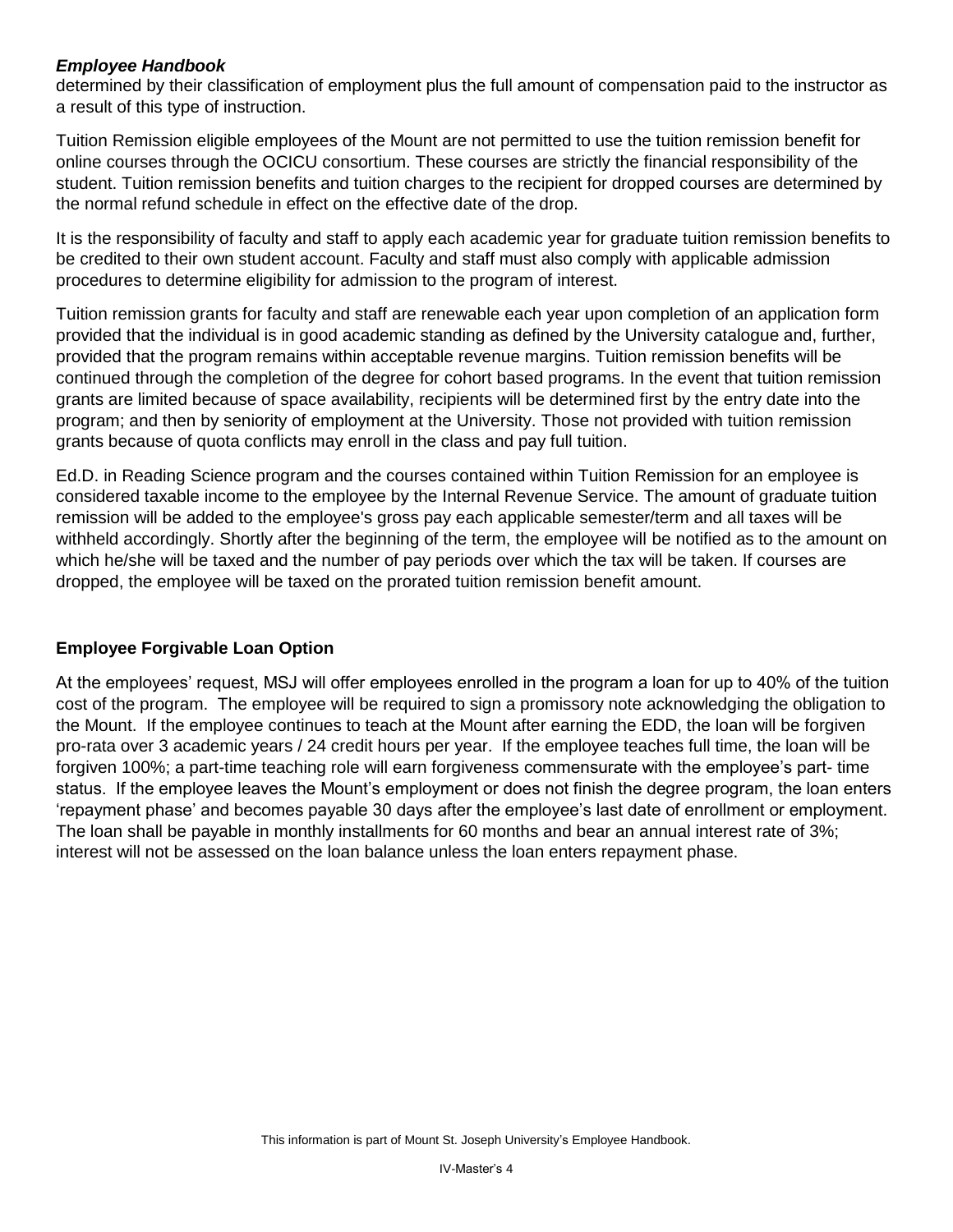determined by their classification of employment plus the full amount of compensation paid to the instructor as a result of this type of instruction.

Tuition Remission eligible employees of the Mount are not permitted to use the tuition remission benefit for online courses through the OCICU consortium. These courses are strictly the financial responsibility of the student. Tuition remission benefits and tuition charges to the recipient for dropped courses are determined by the normal refund schedule in effect on the effective date of the drop.

It is the responsibility of faculty and staff to apply each academic year for graduate tuition remission benefits to be credited to their own student account. Faculty and staff must also comply with applicable admission procedures to determine eligibility for admission to the program of interest.

Tuition remission grants for faculty and staff are renewable each year upon completion of an application form provided that the individual is in good academic standing as defined by the University catalogue and, further, provided that the program remains within acceptable revenue margins. Tuition remission benefits will be continued through the completion of the degree for cohort based programs. In the event that tuition remission grants are limited because of space availability, recipients will be determined first by the entry date into the program; and then by seniority of employment at the University. Those not provided with tuition remission grants because of quota conflicts may enroll in the class and pay full tuition.

Ed.D. in Reading Science program and the courses contained within Tuition Remission for an employee is considered taxable income to the employee by the Internal Revenue Service. The amount of graduate tuition remission will be added to the employee's gross pay each applicable semester/term and all taxes will be withheld accordingly. Shortly after the beginning of the term, the employee will be notified as to the amount on which he/she will be taxed and the number of pay periods over which the tax will be taken. If courses are dropped, the employee will be taxed on the prorated tuition remission benefit amount.

## Employee Forgivable Loan Option

At the employees' request, MSJ will offer employees enrolled in the program a loan for up to 40% of the tuition cost of the program. The employee will be required to sign a promissory note acknowledging the obligation to the Mount. If the employee continues to teach at the Mount after earning the EDD, the loan will be forgiven pro-rata over 3 academic years / 24 credit hours per year. If the employee teaches full time, the loan will be forgiven 100%; a part-time teaching role will earn forgiveness commensurate with the employee's part- time status. If the employee leaves the Mount's employment or does not finish the degree program, the loan enters 'repayment phase' and becomes payable 30 days after the employee's last date of enrollment or employment. The loan shall be payable in monthly installments for 60 months and bear an annual interest rate of 3%; interest will not be assessed on the loan balance unless the loan enters repayment phase.